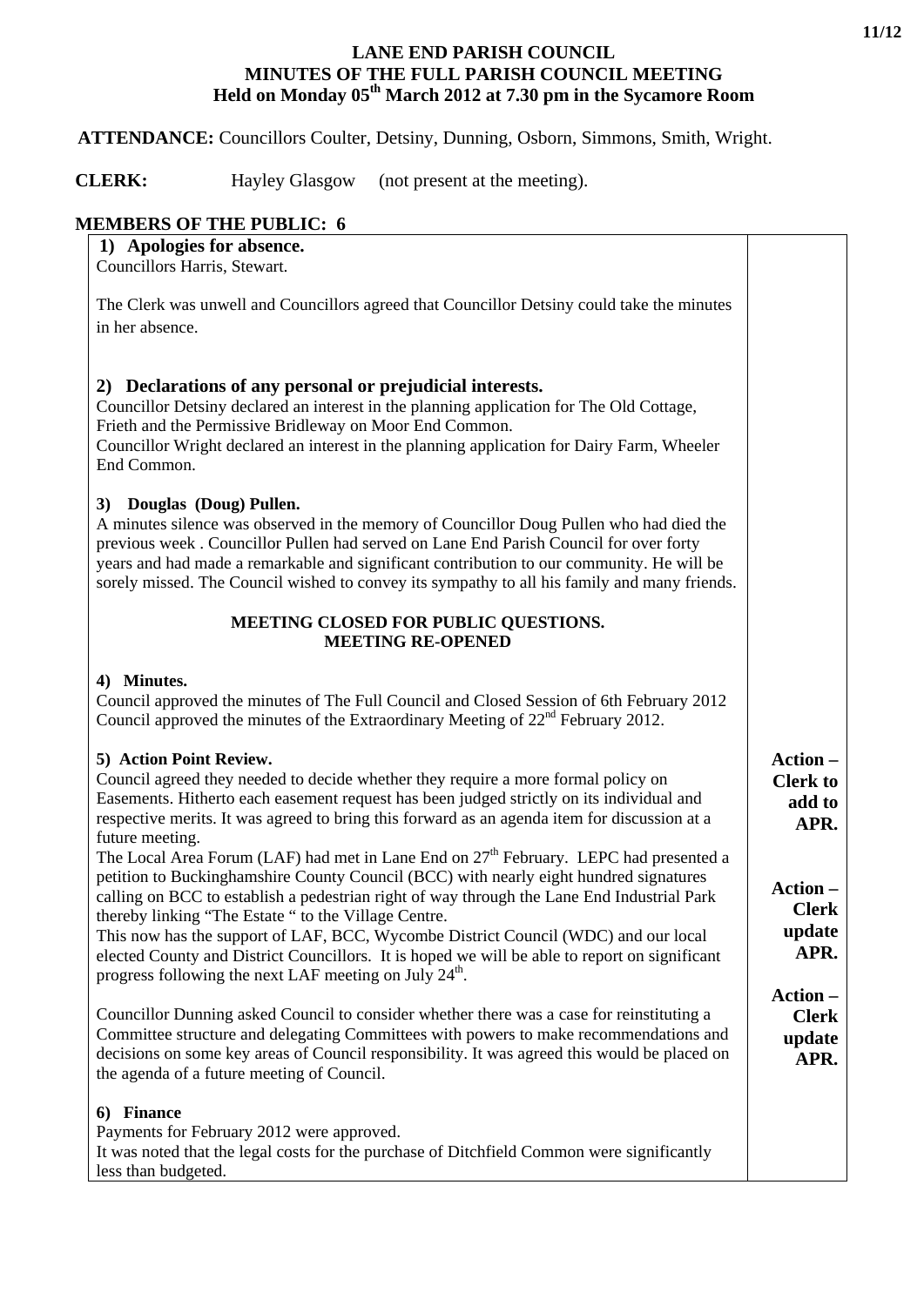# LANE END PARISH COUNCIL
## MINUTES OF THE FULL PARISH COUNCIL MEETING
### Held on Monday 05th March 2012 at 7.30 pm in the Sycamore Room

**ATTENDANCE:** Councillors Coulter, Detsiny, Dunning, Osborn, Simmons, Smith, Wright.

**CLERK:** Hayley Glasgow (not present at the meeting).

**MEMBERS OF THE PUBLIC: 6**

| | |
|---|---|
| **1) Apologies for absence.**<br>Councillors Harris, Stewart.<br><br>The Clerk was unwell and Councillors agreed that Councillor Detsiny could take the minutes in her absence. | |
| **2) Declarations of any personal or prejudicial interests.**<br>Councillor Detsiny declared an interest in the planning application for The Old Cottage, Frieth and the Permissive Bridleway on Moor End Common.<br>Councillor Wright declared an interest in the planning application for Dairy Farm, Wheeler End Common. | |
| **3) Douglas (Doug) Pullen.**<br>A minutes silence was observed in the memory of Councillor Doug Pullen who had died the previous week . Councillor Pullen had served on Lane End Parish Council for over forty years and had made a remarkable and significant contribution to our community. He will be sorely missed. The Council wished to convey its sympathy to all his family and many friends. | |
| **MEETING CLOSED FOR PUBLIC QUESTIONS.**<br>**MEETING RE-OPENED** | |
| **4) Minutes.**<br>Council approved the minutes of The Full Council and Closed Session of 6th February 2012<br>Council approved the minutes of the Extraordinary Meeting of 22nd February 2012. | |
| **5) Action Point Review.**<br>Council agreed they needed to decide whether they require a more formal policy on Easements. Hitherto each easement request has been judged strictly on its individual and respective merits. It was agreed to bring this forward as an agenda item for discussion at a future meeting. | **Action – Clerk to add to APR.** |
| The Local Area Forum (LAF) had met in Lane End on 27th February. LEPC had presented a petition to Buckinghamshire County Council (BCC) with nearly eight hundred signatures calling on BCC to establish a pedestrian right of way through the Lane End Industrial Park thereby linking "The Estate " to the Village Centre.<br>This now has the support of LAF, BCC, Wycombe District Council (WDC) and our local elected County and District Councillors. It is hoped we will be able to report on significant progress following the next LAF meeting on July 24th. | **Action – Clerk update APR.** |
| Councillor Dunning asked Council to consider whether there was a case for reinstituting a Committee structure and delegating Committees with powers to make recommendations and decisions on some key areas of Council responsibility. It was agreed this would be placed on the agenda of a future meeting of Council. | **Action – Clerk update APR.** |
| **6) Finance**<br>Payments for February 2012 were approved.<br>It was noted that the legal costs for the purchase of Ditchfield Common were significantly less than budgeted. | |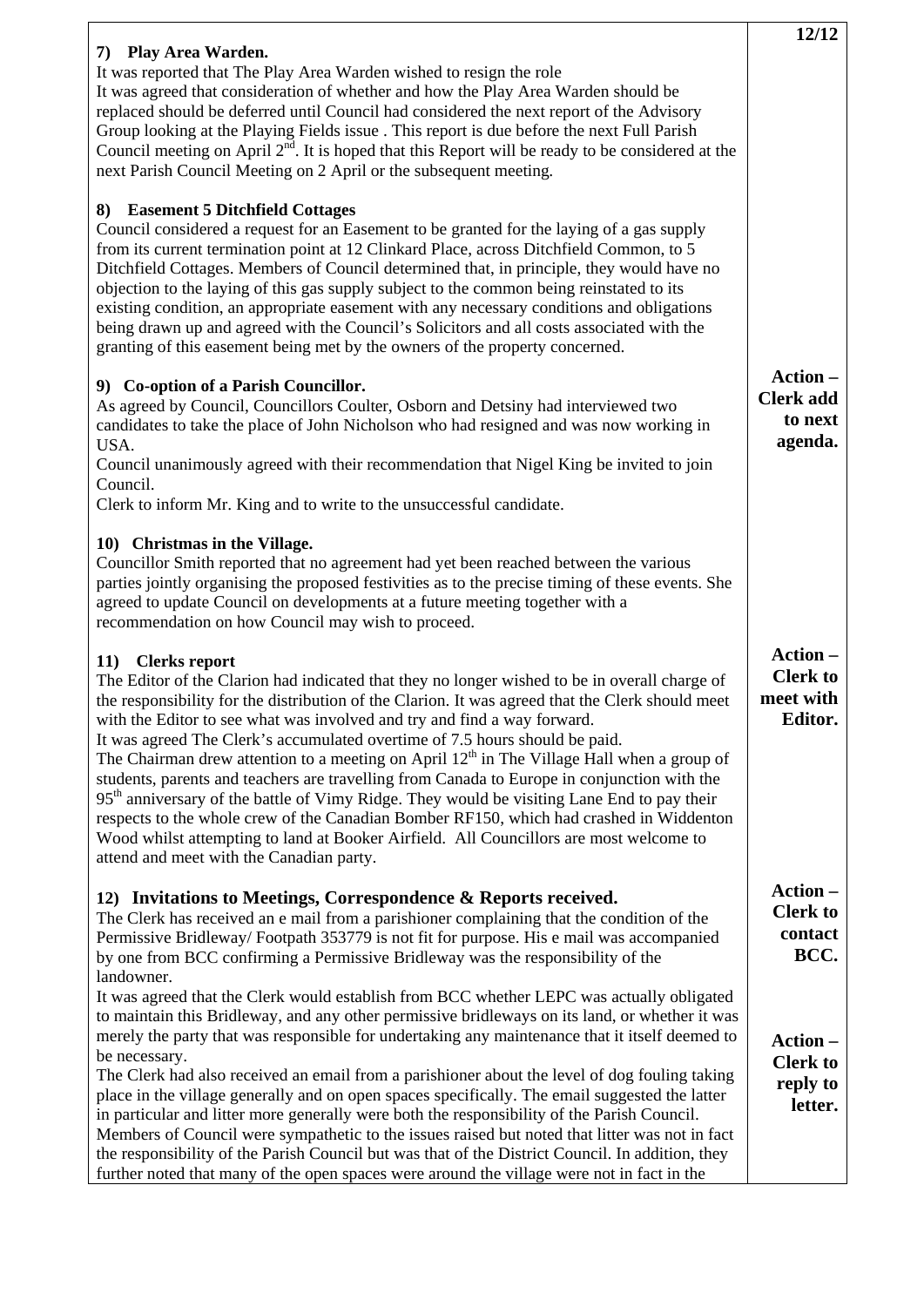### 7) Play Area Warden.

It was reported that The Play Area Warden wished to resign the role

It was agreed that consideration of whether and how the Play Area Warden should be replaced should be deferred until Council had considered the next report of the Advisory Group looking at the Playing Fields issue . This report is due before the next Full Parish Council meeting on April 2nd. It is hoped that this Report will be ready to be considered at the next Parish Council Meeting on 2 April or the subsequent meeting.

### 8) Easement 5 Ditchfield Cottages

Council considered a request for an Easement to be granted for the laying of a gas supply from its current termination point at 12 Clinkard Place, across Ditchfield Common, to 5 Ditchfield Cottages. Members of Council determined that, in principle, they would have no objection to the laying of this gas supply subject to the common being reinstated to its existing condition, an appropriate easement with any necessary conditions and obligations being drawn up and agreed with the Council's Solicitors and all costs associated with the granting of this easement being met by the owners of the property concerned.

**Action – Clerk add to next agenda.**

### 9) Co-option of a Parish Councillor.

As agreed by Council, Councillors Coulter, Osborn and Detsiny had interviewed two candidates to take the place of John Nicholson who had resigned and was now working in USA.

Council unanimously agreed with their recommendation that Nigel King be invited to join Council.

Clerk to inform Mr. King and to write to the unsuccessful candidate.

### 10) Christmas in the Village.

Councillor Smith reported that no agreement had yet been reached between the various parties jointly organising the proposed festivities as to the precise timing of these events. She agreed to update Council on developments at a future meeting together with a recommendation on how Council may wish to proceed.

### 11) Clerks report

**Action – Clerk to meet with Editor.**

The Editor of the Clarion had indicated that they no longer wished to be in overall charge of the responsibility for the distribution of the Clarion. It was agreed that the Clerk should meet with the Editor to see what was involved and try and find a way forward.

It was agreed The Clerk's accumulated overtime of 7.5 hours should be paid.

The Chairman drew attention to a meeting on April 12th in The Village Hall when a group of students, parents and teachers are travelling from Canada to Europe in conjunction with the 95th anniversary of the battle of Vimy Ridge. They would be visiting Lane End to pay their respects to the whole crew of the Canadian Bomber RF150, which had crashed in Widdenton Wood whilst attempting to land at Booker Airfield. All Councillors are most welcome to attend and meet with the Canadian party.

### 12) Invitations to Meetings, Correspondence & Reports received.

**Action – Clerk to contact BCC.**

The Clerk has received an e mail from a parishioner complaining that the condition of the Permissive Bridleway/ Footpath 353779 is not fit for purpose. His e mail was accompanied by one from BCC confirming a Permissive Bridleway was the responsibility of the landowner.

It was agreed that the Clerk would establish from BCC whether LEPC was actually obligated to maintain this Bridleway, and any other permissive bridleways on its land, or whether it was merely the party that was responsible for undertaking any maintenance that it itself deemed to be necessary.

**Action – Clerk to reply to letter.**

The Clerk had also received an email from a parishioner about the level of dog fouling taking place in the village generally and on open spaces specifically. The email suggested the latter in particular and litter more generally were both the responsibility of the Parish Council. Members of Council were sympathetic to the issues raised but noted that litter was not in fact the responsibility of the Parish Council but was that of the District Council. In addition, they further noted that many of the open spaces were around the village were not in fact in the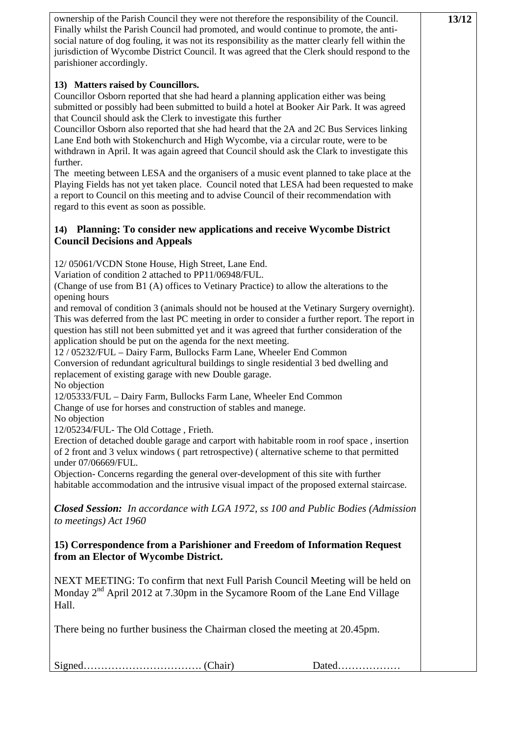ownership of the Parish Council they were not therefore the responsibility of the Council. Finally whilst the Parish Council had promoted, and would continue to promote, the anti-social nature of dog fouling, it was not its responsibility as the matter clearly fell within the jurisdiction of Wycombe District Council. It was agreed that the Clerk should respond to the parishioner accordingly.

**13) Matters raised by Councillors.**

Councillor Osborn reported that she had heard a planning application either was being submitted or possibly had been submitted to build a hotel at Booker Air Park. It was agreed that Council should ask the Clerk to investigate this further

Councillor Osborn also reported that she had heard that the 2A and 2C Bus Services linking Lane End both with Stokenchurch and High Wycombe, via a circular route, were to be withdrawn in April. It was again agreed that Council should ask the Clark to investigate this further.

The meeting between LESA and the organisers of a music event planned to take place at the Playing Fields has not yet taken place. Council noted that LESA had been requested to make a report to Council on this meeting and to advise Council of their recommendation with regard to this event as soon as possible.

**14) Planning: To consider new applications and receive Wycombe District Council Decisions and Appeals**

12/ 05061/VCDN Stone House, High Street, Lane End.
Variation of condition 2 attached to PP11/06948/FUL.
(Change of use from B1 (A) offices to Vetinary Practice) to allow the alterations to the opening hours
and removal of condition 3 (animals should not be housed at the Vetinary Surgery overnight).
This was deferred from the last PC meeting in order to consider a further report. The report in question has still not been submitted yet and it was agreed that further consideration of the application should be put on the agenda for the next meeting.
12 / 05232/FUL – Dairy Farm, Bullocks Farm Lane, Wheeler End Common
Conversion of redundant agricultural buildings to single residential 3 bed dwelling and replacement of existing garage with new Double garage.
No objection
12/05333/FUL – Dairy Farm, Bullocks Farm Lane, Wheeler End Common
Change of use for horses and construction of stables and manege.
No objection
12/05234/FUL- The Old Cottage , Frieth.
Erection of detached double garage and carport with habitable room in roof space , insertion of 2 front and 3 velux windows ( part retrospective) ( alternative scheme to that permitted under 07/06669/FUL.
Objection- Concerns regarding the general over-development of this site with further habitable accommodation and the intrusive visual impact of the proposed external staircase.

***Closed Session:*** *In accordance with LGA 1972, ss 100 and Public Bodies (Admission to meetings) Act 1960*

**15) Correspondence from a Parishioner and Freedom of Information Request from an Elector of Wycombe District.**

NEXT MEETING: To confirm that next Full Parish Council Meeting will be held on Monday 2nd April 2012 at 7.30pm in the Sycamore Room of the Lane End Village Hall.

There being no further business the Chairman closed the meeting at 20.45pm.

Signed……………………………. (Chair) Dated………………